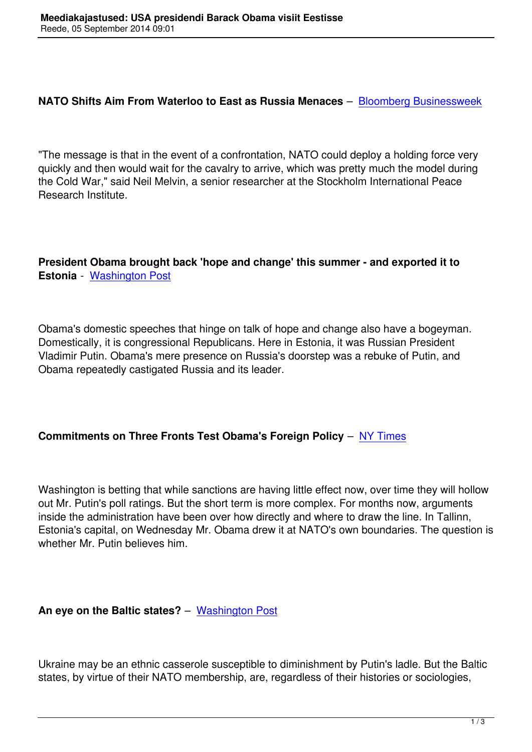**NATO Shifts Aim From Waterloo to East as Russia Menaces** – Bloomberg Businessweek

"The message is that in the event of a confrontation, NATO could deploy a holding force very quickly and then would wait for the cavalry to arrive, which was pretty much the model during the Cold War," said Neil Melvin, a senior researcher at the Stockholm International Peace Research Institute.

**President Obama brought back 'hope and change' this summer - and exported it to Estonia** - Washington Post

Obama's domestic speeches that hinge on talk of hope and change also have a bogeyman. Domestically, it is congressional Republicans. Here in Estonia, it was Russian President Vladimir Putin. Obama's mere presence on Russia's doorstep was a rebuke of Putin, and Obama repeatedly castigated Russia and its leader.

**Commitments on Three Fronts Test Obama's Foreign Policy** – NY Times

Washington is betting that while sanctions are having little effect now, over time they will hollow out Mr. Putin's poll ratings. But the short term is more complex. For months now, arguments inside the administration have been over how directly and where to draw the line. In Tallinn, Estonia's capital, on Wednesday Mr. Obama drew it at NATO's own boundaries. The question is whether Mr. Putin believes him.

**An eye on the Baltic states?** – Washington Post

Ukraine may be an ethnic casserole susceptible to diminishment by Putin's ladle. But the Baltic states, by virtue of their NATO membership, are, regardless of their histories or sociologies,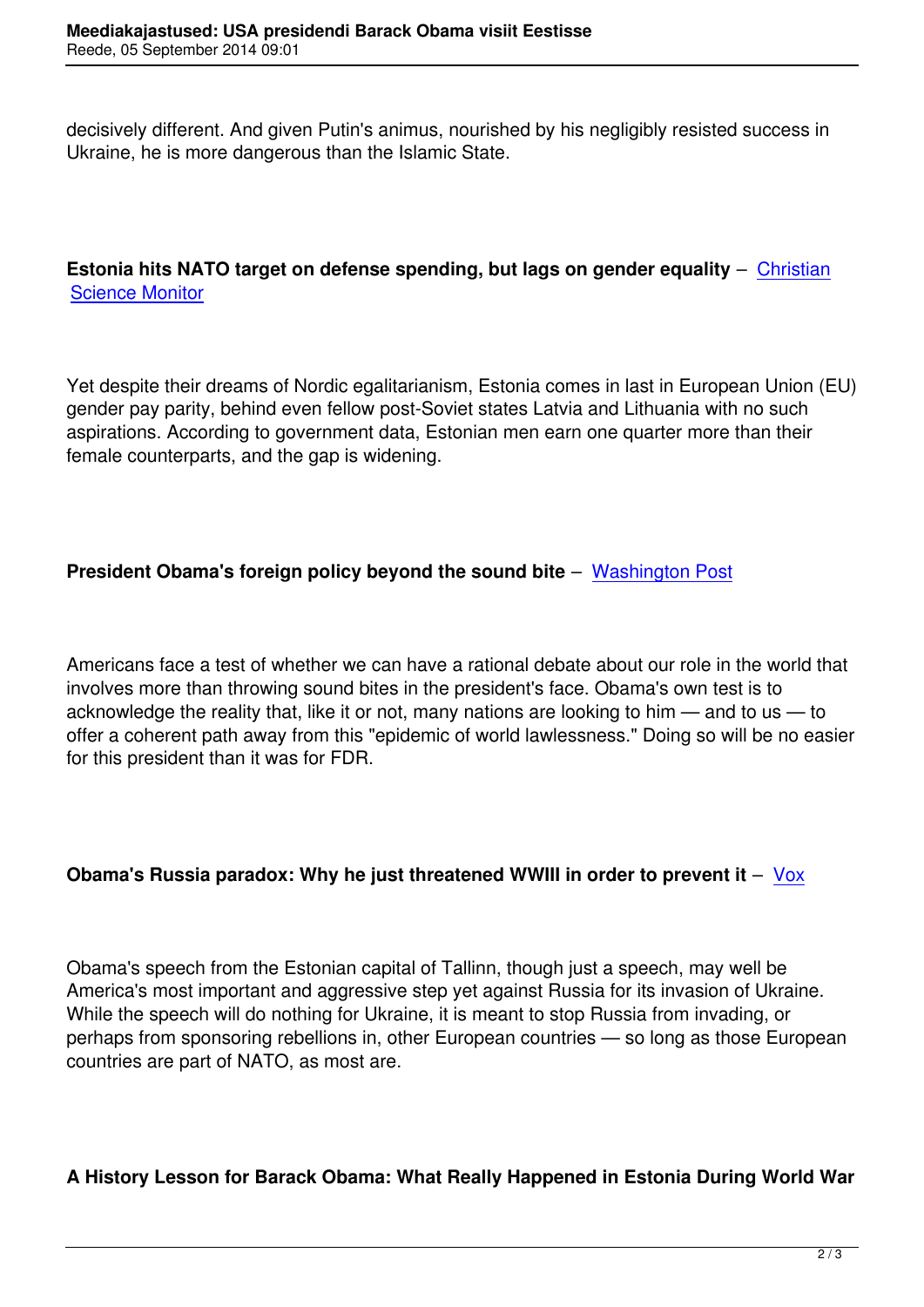decisively different. And given Putin's animus, nourished by his negligibly resisted success in Ukraine, he is more dangerous than the Islamic State.

**Estonia hits NATO target on defense spending, but lags on gender equality** – Christian Science Monitor

Yet despite their dreams of Nordic egalitarianism, Estonia comes in last in European Union (EU) gender pay parity, behind even fellow post-Soviet states Latvia and Lithuania with no such aspirations. According to government data, Estonian men earn one quarter more than their female counterparts, and the gap is widening.

**President Obama's foreign policy beyond the sound bite** – Washington Post

Americans face a test of whether we can have a rational debate about our role in the world that involves more than throwing sound bites in the president's face. Obama's own test is to acknowledge the reality that, like it or not, many nations are looking to him — and to us — to offer a coherent path away from this "epidemic of world lawlessness." Doing so will be no easier for this president than it was for FDR.

**Obama's Russia paradox: Why he just threatened WWIII in order to prevent it** – Vox

Obama's speech from the Estonian capital of Tallinn, though just a speech, may well be America's most important and aggressive step yet against Russia for its invasion of Ukraine. While the speech will do nothing for Ukraine, it is meant to stop Russia from invading, or perhaps from sponsoring rebellions in, other European countries — so long as those European countries are part of NATO, as most are.

**A History Lesson for Barack Obama: What Really Happened in Estonia During World War**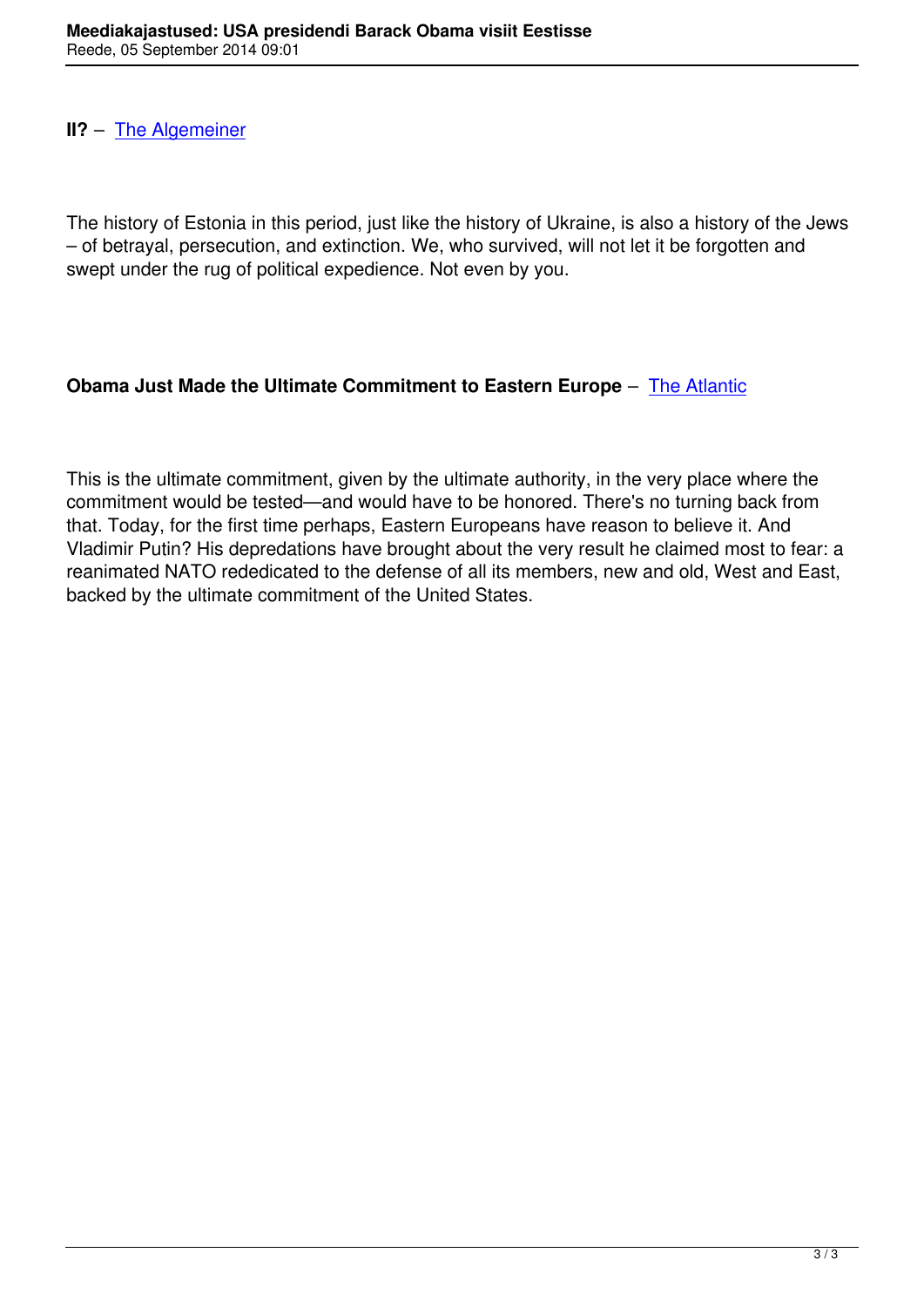**II?** – The Algemeiner

The history of Estonia in this period, just like the history of Ukraine, is also a history of the Jews – of betrayal, persecution, and extinction. We, who survived, will not let it be forgotten and swept under the rug of political expedience. Not even by you.

**Obama Just Made the Ultimate Commitment to Eastern Europe** – The Atlantic

This is the ultimate commitment, given by the ultimate authority, in the very place where the commitment would be tested—and would have to be honored. There's no turning back from that. Today, for the first time perhaps, Eastern Europeans have reason to believe it. And Vladimir Putin? His depredations have brought about the very result he claimed most to fear: a reanimated NATO rededicated to the defense of all its members, new and old, West and East, backed by the ultimate commitment of the United States.